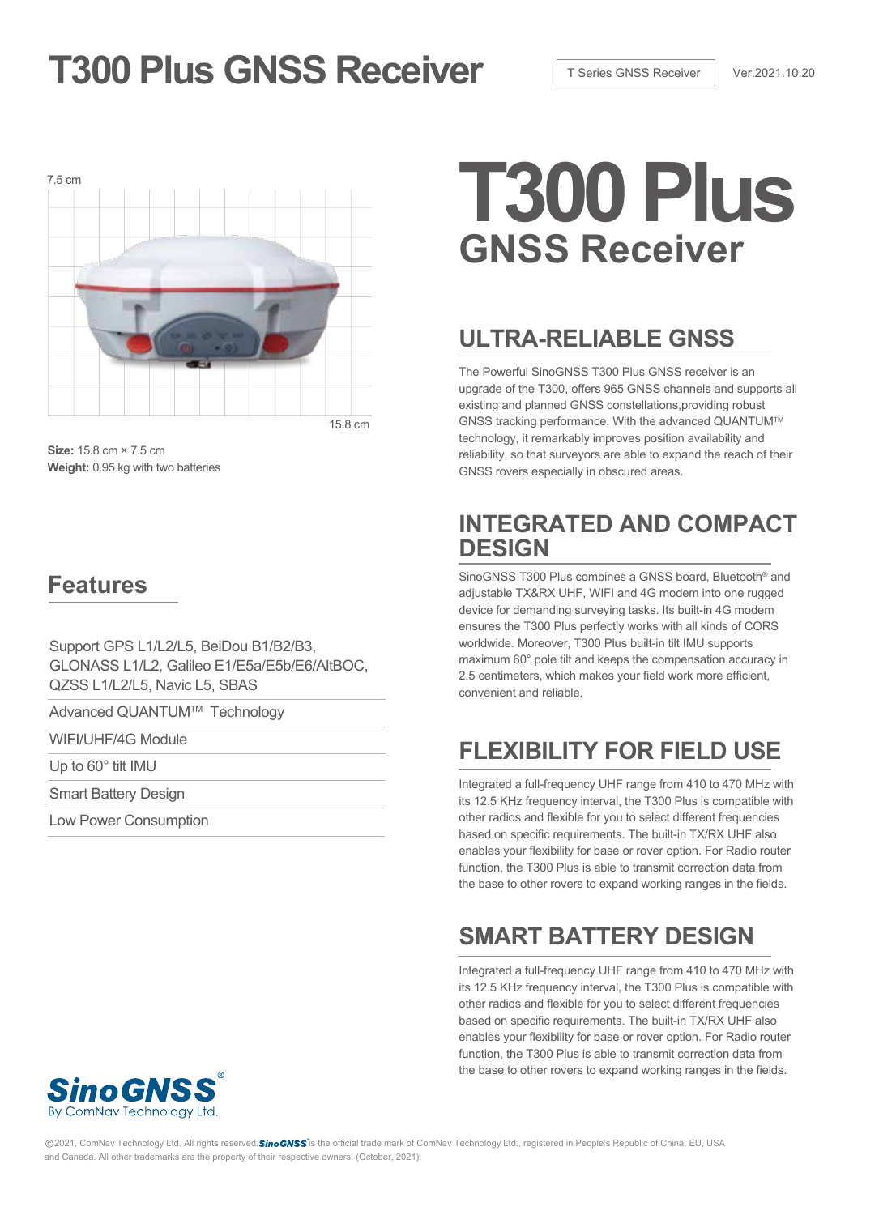# T300 Plus GNSS Receiver

T Series GNSS Receiver

Ver.2021.10.20

7.5 cm

15.8 cm

**Size:** 15.8 cm × 7.5 cm
**Weight:** 0.95 kg with two batteries

## Features

- Support GPS L1/L2/L5, BeiDou B1/B2/B3, GLONASS L1/L2, Galileo E1/E5a/E5b/E6/AltBOC, QZSS L1/L2/L5, Navic L5, SBAS
- Advanced QUANTUM™ Technology
- WIFI/UHF/4G Module
- Up to 60° tilt IMU
- Smart Battery Design
- Low Power Consumption

# T300 Plus GNSS Receiver

## ULTRA-RELIABLE GNSS

The Powerful SinoGNSS T300 Plus GNSS receiver is an upgrade of the T300, offers 965 GNSS channels and supports all existing and planned GNSS constellations,providing robust GNSS tracking performance. With the advanced QUANTUM™ technology, it remarkably improves position availability and reliability, so that surveyors are able to expand the reach of their GNSS rovers especially in obscured areas.

## INTEGRATED AND COMPACT DESIGN

SinoGNSS T300 Plus combines a GNSS board, Bluetooth® and adjustable TX&RX UHF, WIFI and 4G modem into one rugged device for demanding surveying tasks. Its built-in 4G modem ensures the T300 Plus perfectly works with all kinds of CORS worldwide. Moreover, T300 Plus built-in tilt IMU supports maximum 60° pole tilt and keeps the compensation accuracy in 2.5 centimeters, which makes your field work more efficient, convenient and reliable.

## FLEXIBILITY FOR FIELD USE

Integrated a full-frequency UHF range from 410 to 470 MHz with its 12.5 KHz frequency interval, the T300 Plus is compatible with other radios and flexible for you to select different frequencies based on specific requirements. The built-in TX/RX UHF also enables your flexibility for base or rover option. For Radio router function, the T300 Plus is able to transmit correction data from the base to other rovers to expand working ranges in the fields.

## SMART BATTERY DESIGN

Integrated a full-frequency UHF range from 410 to 470 MHz with its 12.5 KHz frequency interval, the T300 Plus is compatible with other radios and flexible for you to select different frequencies based on specific requirements. The built-in TX/RX UHF also enables your flexibility for base or rover option. For Radio router function, the T300 Plus is able to transmit correction data from the base to other rovers to expand working ranges in the fields.

SinoGNSS® By ComNav Technology Ltd.

©2021, ComNav Technology Ltd. All rights reserved. SinoGNSS® is the official trade mark of ComNav Technology Ltd., registered in People's Republic of China, EU, USA and Canada. All other trademarks are the property of their respective owners. (October, 2021).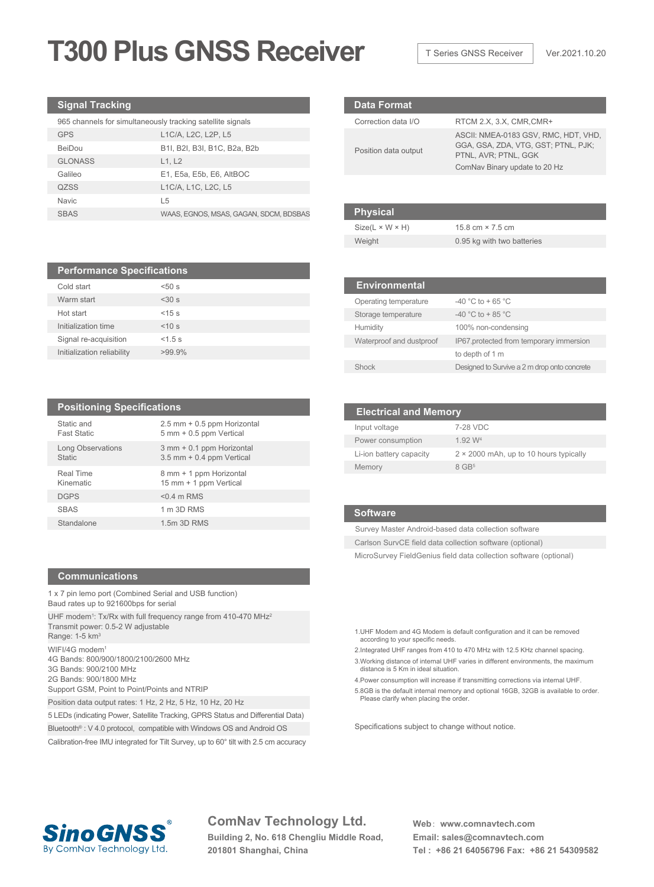# T300 Plus GNSS Receiver

T Series GNSS Receiver

Ver.2021.10.20

## Signal Tracking

965 channels for simultaneously tracking satellite signals

| | |
|---|---|
| GPS | L1C/A, L2C, L2P, L5 |
| BeiDou | B1I, B2I, B3I, B1C, B2a, B2b |
| GLONASS | L1, L2 |
| Galileo | E1, E5a, E5b, E6, AltBOC |
| QZSS | L1C/A, L1C, L2C, L5 |
| Navic | L5 |
| SBAS | WAAS, EGNOS, MSAS, GAGAN, SDCM, BDSBAS |

## Performance Specifications

| | |
|---|---|
| Cold start | <50 s |
| Warm start | <30 s |
| Hot start | <15 s |
| Initialization time | <10 s |
| Signal re-acquisition | <1.5 s |
| Initialization reliability | >99.9% |

## Positioning Specifications

| | |
|---|---|
| Static and Fast Static | 2.5 mm + 0.5 ppm Horizontal<br>5 mm + 0.5 ppm Vertical |
| Long Observations Static | 3 mm + 0.1 ppm Horizontal<br>3.5 mm + 0.4 ppm Vertical |
| Real Time Kinematic | 8 mm + 1 ppm Horizontal<br>15 mm + 1 ppm Vertical |
| DGPS | <0.4 m RMS |
| SBAS | 1 m 3D RMS |
| Standalone | 1.5m 3D RMS |

## Communications

1 x 7 pin lemo port (Combined Serial and USB function)
Baud rates up to 921600bps for serial

UHF modem[1]: Tx/Rx with full frequency range from 410-470 MHz[2]
Transmit power: 0.5-2 W adjustable
Range: 1-5 km[3]

WIFI/4G modem[1]
4G Bands: 800/900/1800/2100/2600 MHz
3G Bands: 900/2100 MHz
2G Bands: 900/1800 MHz
Support GSM, Point to Point/Points and NTRIP

Position data output rates: 1 Hz, 2 Hz, 5 Hz, 10 Hz, 20 Hz

5 LEDs (indicating Power, Satellite Tracking, GPRS Status and Differential Data)

Bluetooth® : V 4.0 protocol, compatible with Windows OS and Android OS

Calibration-free IMU integrated for Tilt Survey, up to 60° tilt with 2.5 cm accuracy

## Data Format

| | |
|---|---|
| Correction data I/O | RTCM 2.X, 3.X, CMR,CMR+ |
| Position data output | ASCII: NMEA-0183 GSV, RMC, HDT, VHD, GGA, GSA, ZDA, VTG, GST; PTNL, PJK; PTNL, AVR; PTNL, GGK<br>ComNav Binary update to 20 Hz |

## Physical

| | |
|---|---|
| Size(L × W × H) | 15.8 cm × 7.5 cm |
| Weight | 0.95 kg with two batteries |

## Environmental

| | |
|---|---|
| Operating temperature | -40 °C to + 65 °C |
| Storage temperature | -40 °C to + 85 °C |
| Humidity | 100% non-condensing |
| Waterproof and dustproof | IP67,protected from temporary immersion to depth of 1 m |
| Shock | Designed to Survive a 2 m drop onto concrete |

## Electrical and Memory

| | |
|---|---|
| Input voltage | 7-28 VDC |
| Power consumption | 1.92 W[4] |
| Li-ion battery capacity | 2 × 2000 mAh, up to 10 hours typically |
| Memory | 8 GB[5] |

## Software

Survey Master Android-based data collection software

Carlson SurvCE field data collection software (optional)

MicroSurvey FieldGenius field data collection software (optional)

1.UHF Modem and 4G Modem is default configuration and it can be removed according to your specific needs.

2.Integrated UHF ranges from 410 to 470 MHz with 12.5 KHz channel spacing.

3.Working distance of internal UHF varies in different environments, the maximum distance is 5 Km in ideal situation.

4.Power consumption will increase if transmitting corrections via internal UHF.

5.8GB is the default internal memory and optional 16GB, 32GB is available to order. Please clarify when placing the order.

Specifications subject to change without notice.

SinoGNSS®
By ComNav Technology Ltd.

**ComNav Technology Ltd.**
Building 2, No. 618 Chengliu Middle Road,
201801 Shanghai, China

Web：www.comnavtech.com
Email: sales@comnavtech.com
Tel： +86 21 64056796 Fax: +86 21 54309582